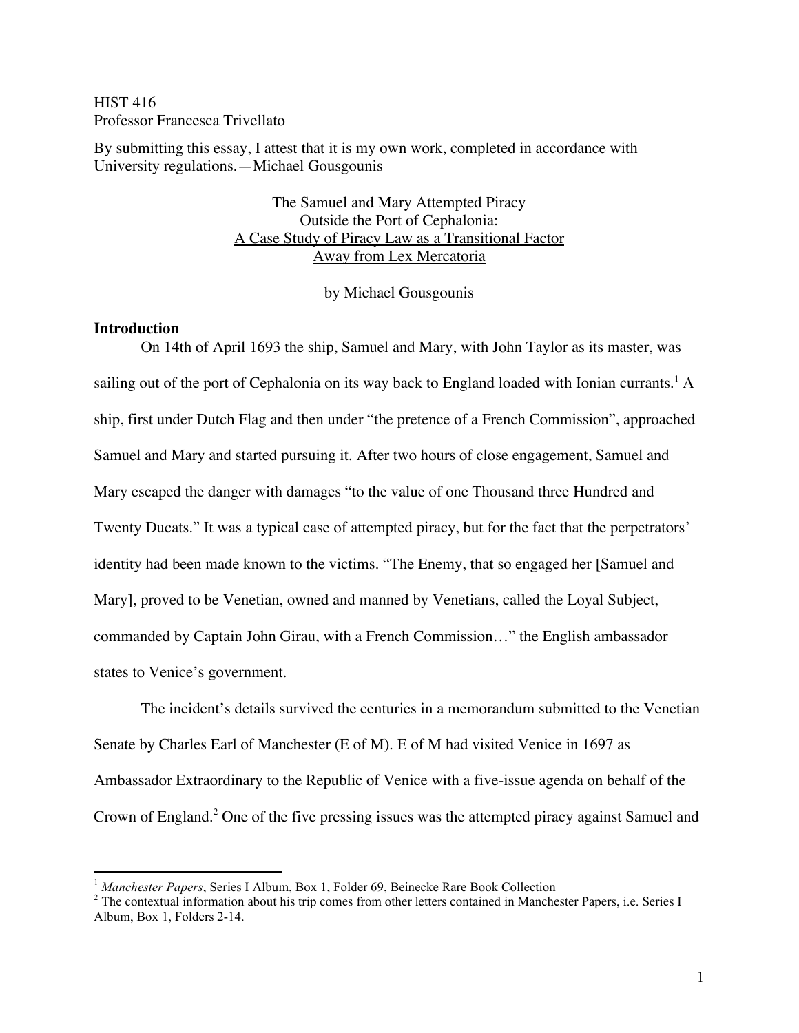HIST 416
Professor Francesca Trivellato

By submitting this essay, I attest that it is my own work, completed in accordance with University regulations.—Michael Gousgounis

# The Samuel and Mary Attempted Piracy Outside the Port of Cephalonia: A Case Study of Piracy Law as a Transitional Factor Away from Lex Mercatoria

by Michael Gousgounis

## Introduction

On 14th of April 1693 the ship, Samuel and Mary, with John Taylor as its master, was sailing out of the port of Cephalonia on its way back to England loaded with Ionian currants.[1] A ship, first under Dutch Flag and then under "the pretence of a French Commission", approached Samuel and Mary and started pursuing it. After two hours of close engagement, Samuel and Mary escaped the danger with damages "to the value of one Thousand three Hundred and Twenty Ducats." It was a typical case of attempted piracy, but for the fact that the perpetrators' identity had been made known to the victims. "The Enemy, that so engaged her [Samuel and Mary], proved to be Venetian, owned and manned by Venetians, called the Loyal Subject, commanded by Captain John Girau, with a French Commission…" the English ambassador states to Venice's government.

The incident's details survived the centuries in a memorandum submitted to the Venetian Senate by Charles Earl of Manchester (E of M). E of M had visited Venice in 1697 as Ambassador Extraordinary to the Republic of Venice with a five-issue agenda on behalf of the Crown of England.[2] One of the five pressing issues was the attempted piracy against Samuel and

---

[1] *Manchester Papers*, Series I Album, Box 1, Folder 69, Beinecke Rare Book Collection

[2] The contextual information about his trip comes from other letters contained in Manchester Papers, i.e. Series I Album, Box 1, Folders 2-14.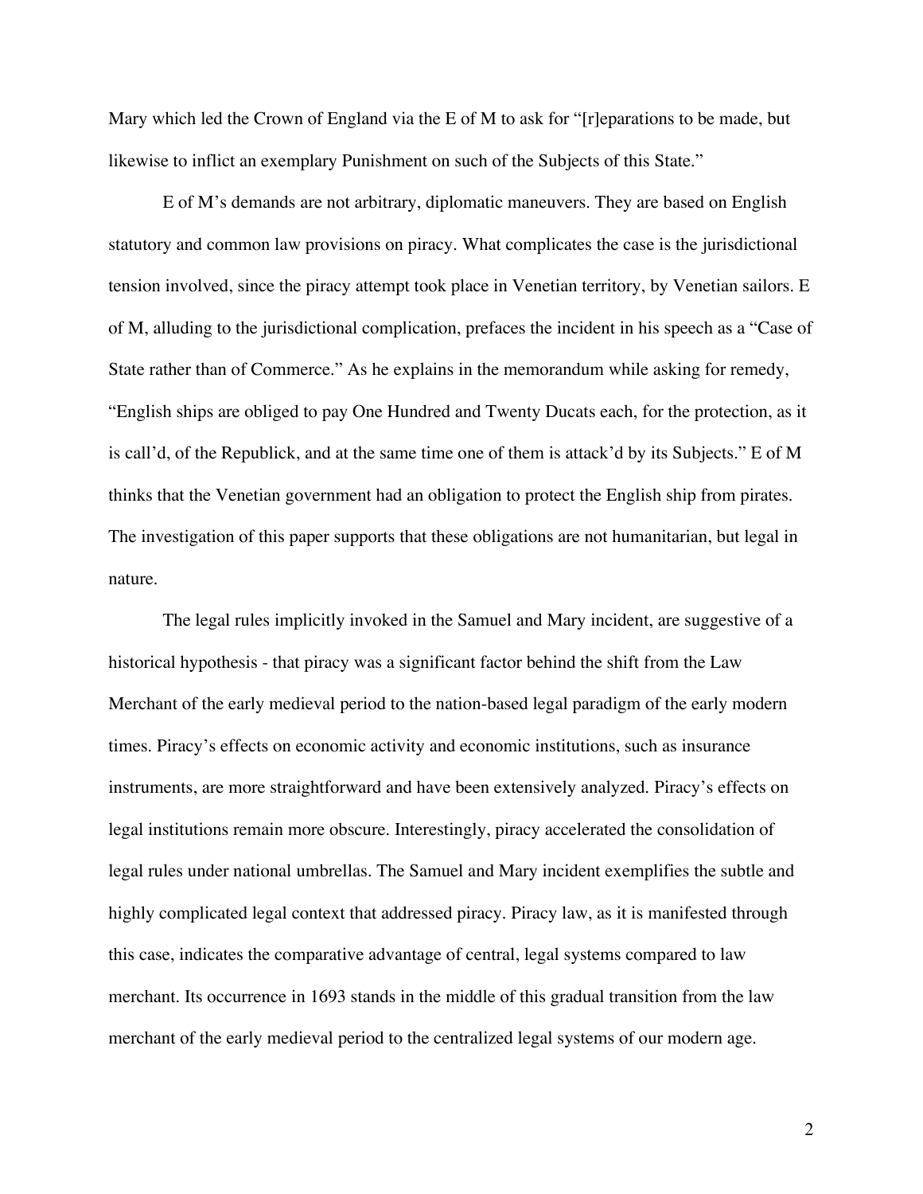Mary which led the Crown of England via the E of M to ask for "[r]eparations to be made, but likewise to inflict an exemplary Punishment on such of the Subjects of this State."

E of M's demands are not arbitrary, diplomatic maneuvers. They are based on English statutory and common law provisions on piracy. What complicates the case is the jurisdictional tension involved, since the piracy attempt took place in Venetian territory, by Venetian sailors. E of M, alluding to the jurisdictional complication, prefaces the incident in his speech as a "Case of State rather than of Commerce." As he explains in the memorandum while asking for remedy, "English ships are obliged to pay One Hundred and Twenty Ducats each, for the protection, as it is call'd, of the Republick, and at the same time one of them is attack'd by its Subjects." E of M thinks that the Venetian government had an obligation to protect the English ship from pirates. The investigation of this paper supports that these obligations are not humanitarian, but legal in nature.

The legal rules implicitly invoked in the Samuel and Mary incident, are suggestive of a historical hypothesis - that piracy was a significant factor behind the shift from the Law Merchant of the early medieval period to the nation-based legal paradigm of the early modern times. Piracy's effects on economic activity and economic institutions, such as insurance instruments, are more straightforward and have been extensively analyzed. Piracy's effects on legal institutions remain more obscure. Interestingly, piracy accelerated the consolidation of legal rules under national umbrellas. The Samuel and Mary incident exemplifies the subtle and highly complicated legal context that addressed piracy. Piracy law, as it is manifested through this case, indicates the comparative advantage of central, legal systems compared to law merchant. Its occurrence in 1693 stands in the middle of this gradual transition from the law merchant of the early medieval period to the centralized legal systems of our modern age.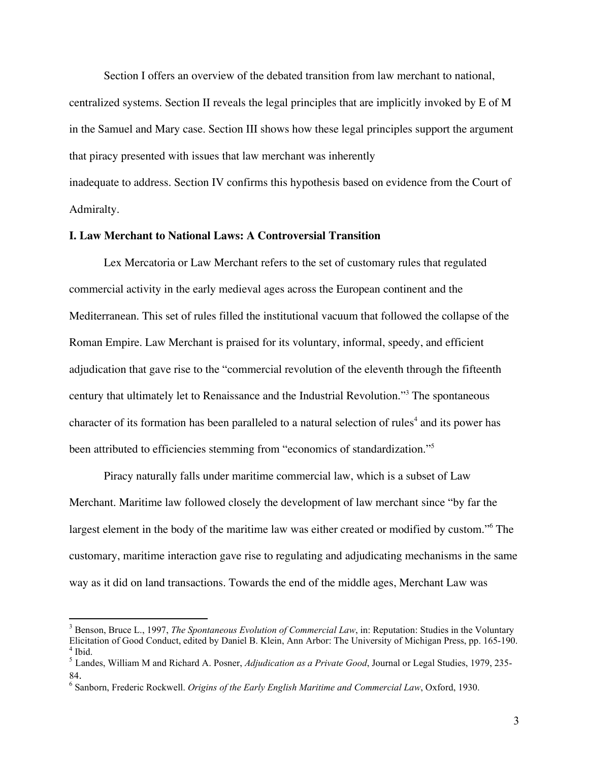Section I offers an overview of the debated transition from law merchant to national, centralized systems. Section II reveals the legal principles that are implicitly invoked by E of M in the Samuel and Mary case. Section III shows how these legal principles support the argument that piracy presented with issues that law merchant was inherently inadequate to address. Section IV confirms this hypothesis based on evidence from the Court of Admiralty.

**I. Law Merchant to National Laws: A Controversial Transition**

Lex Mercatoria or Law Merchant refers to the set of customary rules that regulated commercial activity in the early medieval ages across the European continent and the Mediterranean. This set of rules filled the institutional vacuum that followed the collapse of the Roman Empire. Law Merchant is praised for its voluntary, informal, speedy, and efficient adjudication that gave rise to the "commercial revolution of the eleventh through the fifteenth century that ultimately let to Renaissance and the Industrial Revolution."[3] The spontaneous character of its formation has been paralleled to a natural selection of rules[4] and its power has been attributed to efficiencies stemming from "economics of standardization."[5]

Piracy naturally falls under maritime commercial law, which is a subset of Law Merchant. Maritime law followed closely the development of law merchant since "by far the largest element in the body of the maritime law was either created or modified by custom."[6] The customary, maritime interaction gave rise to regulating and adjudicating mechanisms in the same way as it did on land transactions. Towards the end of the middle ages, Merchant Law was

---

[3] Benson, Bruce L., 1997, *The Spontaneous Evolution of Commercial Law*, in: Reputation: Studies in the Voluntary Elicitation of Good Conduct, edited by Daniel B. Klein, Ann Arbor: The University of Michigan Press, pp. 165-190.

[4] Ibid.

[5] Landes, William M and Richard A. Posner, *Adjudication as a Private Good*, Journal or Legal Studies, 1979, 235-84.

[6] Sanborn, Frederic Rockwell. *Origins of the Early English Maritime and Commercial Law*, Oxford, 1930.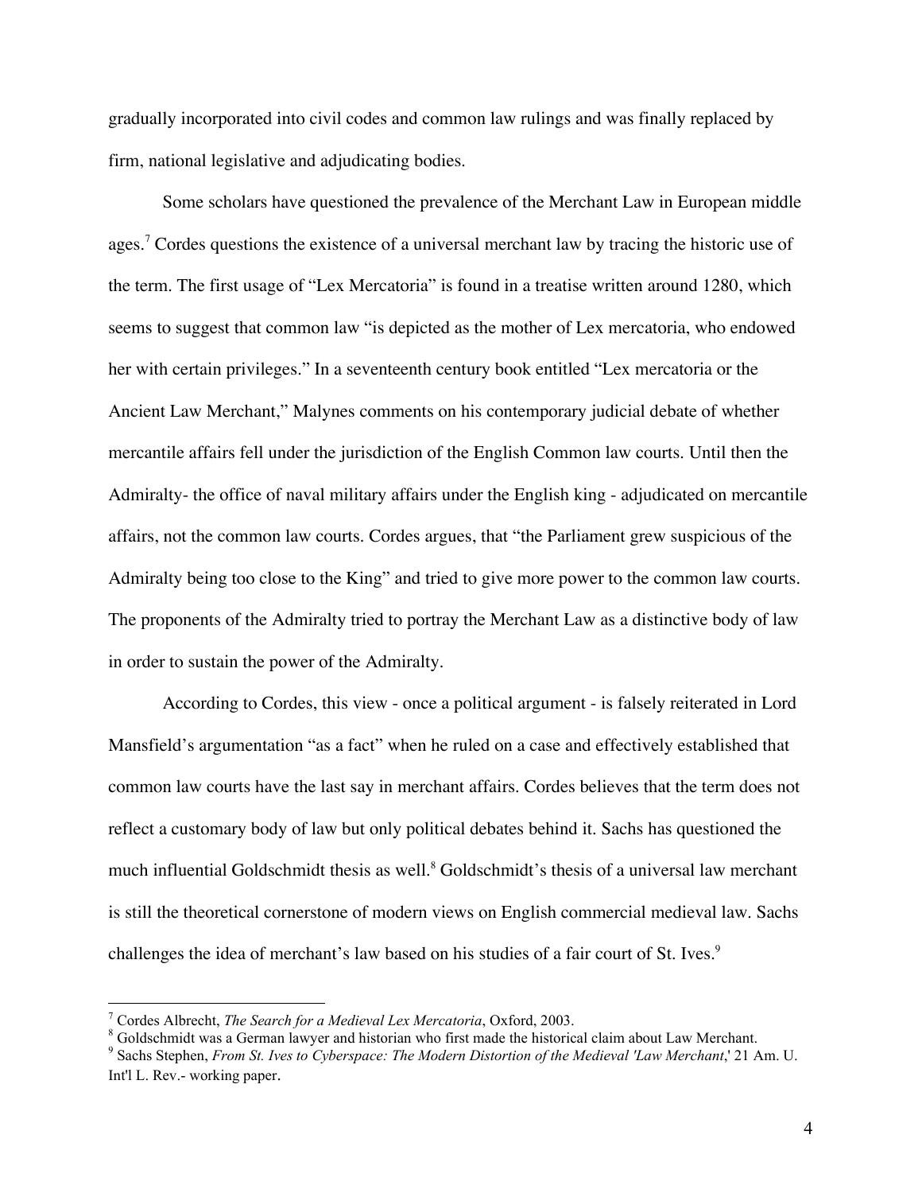gradually incorporated into civil codes and common law rulings and was finally replaced by firm, national legislative and adjudicating bodies.

Some scholars have questioned the prevalence of the Merchant Law in European middle ages.[7] Cordes questions the existence of a universal merchant law by tracing the historic use of the term. The first usage of "Lex Mercatoria" is found in a treatise written around 1280, which seems to suggest that common law "is depicted as the mother of Lex mercatoria, who endowed her with certain privileges." In a seventeenth century book entitled "Lex mercatoria or the Ancient Law Merchant," Malynes comments on his contemporary judicial debate of whether mercantile affairs fell under the jurisdiction of the English Common law courts. Until then the Admiralty- the office of naval military affairs under the English king - adjudicated on mercantile affairs, not the common law courts. Cordes argues, that "the Parliament grew suspicious of the Admiralty being too close to the King" and tried to give more power to the common law courts. The proponents of the Admiralty tried to portray the Merchant Law as a distinctive body of law in order to sustain the power of the Admiralty.

According to Cordes, this view - once a political argument - is falsely reiterated in Lord Mansfield's argumentation "as a fact" when he ruled on a case and effectively established that common law courts have the last say in merchant affairs. Cordes believes that the term does not reflect a customary body of law but only political debates behind it. Sachs has questioned the much influential Goldschmidt thesis as well.[8] Goldschmidt's thesis of a universal law merchant is still the theoretical cornerstone of modern views on English commercial medieval law. Sachs challenges the idea of merchant's law based on his studies of a fair court of St. Ives.[9]

---

[7] Cordes Albrecht, *The Search for a Medieval Lex Mercatoria*, Oxford, 2003.

[8] Goldschmidt was a German lawyer and historian who first made the historical claim about Law Merchant.

[9] Sachs Stephen, *From St. Ives to Cyberspace: The Modern Distortion of the Medieval 'Law Merchant*,' 21 Am. U. Int'l L. Rev.- working paper.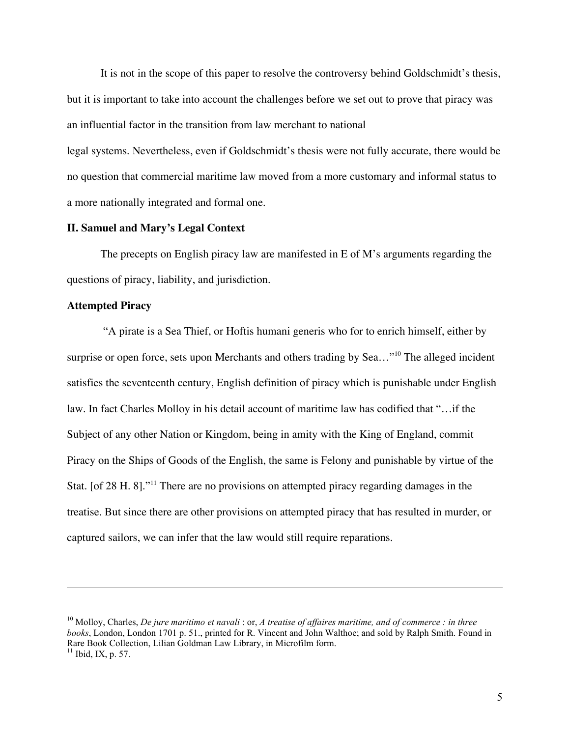It is not in the scope of this paper to resolve the controversy behind Goldschmidt's thesis, but it is important to take into account the challenges before we set out to prove that piracy was an influential factor in the transition from law merchant to national legal systems. Nevertheless, even if Goldschmidt's thesis were not fully accurate, there would be no question that commercial maritime law moved from a more customary and informal status to a more nationally integrated and formal one.

## II. Samuel and Mary's Legal Context

The precepts on English piracy law are manifested in E of M's arguments regarding the questions of piracy, liability, and jurisdiction.

### Attempted Piracy

"A pirate is a Sea Thief, or Hoftis humani generis who for to enrich himself, either by surprise or open force, sets upon Merchants and others trading by Sea…"[10] The alleged incident satisfies the seventeenth century, English definition of piracy which is punishable under English law. In fact Charles Molloy in his detail account of maritime law has codified that "…if the Subject of any other Nation or Kingdom, being in amity with the King of England, commit Piracy on the Ships of Goods of the English, the same is Felony and punishable by virtue of the Stat. [of 28 H. 8]."[11] There are no provisions on attempted piracy regarding damages in the treatise. But since there are other provisions on attempted piracy that has resulted in murder, or captured sailors, we can infer that the law would still require reparations.

---

[10] Molloy, Charles, *De jure maritimo et navali* : or, *A treatise of affaires maritime, and of commerce : in three books*, London, London 1701 p. 51., printed for R. Vincent and John Walthoe; and sold by Ralph Smith. Found in Rare Book Collection, Lilian Goldman Law Library, in Microfilm form.

[11] Ibid, IX, p. 57.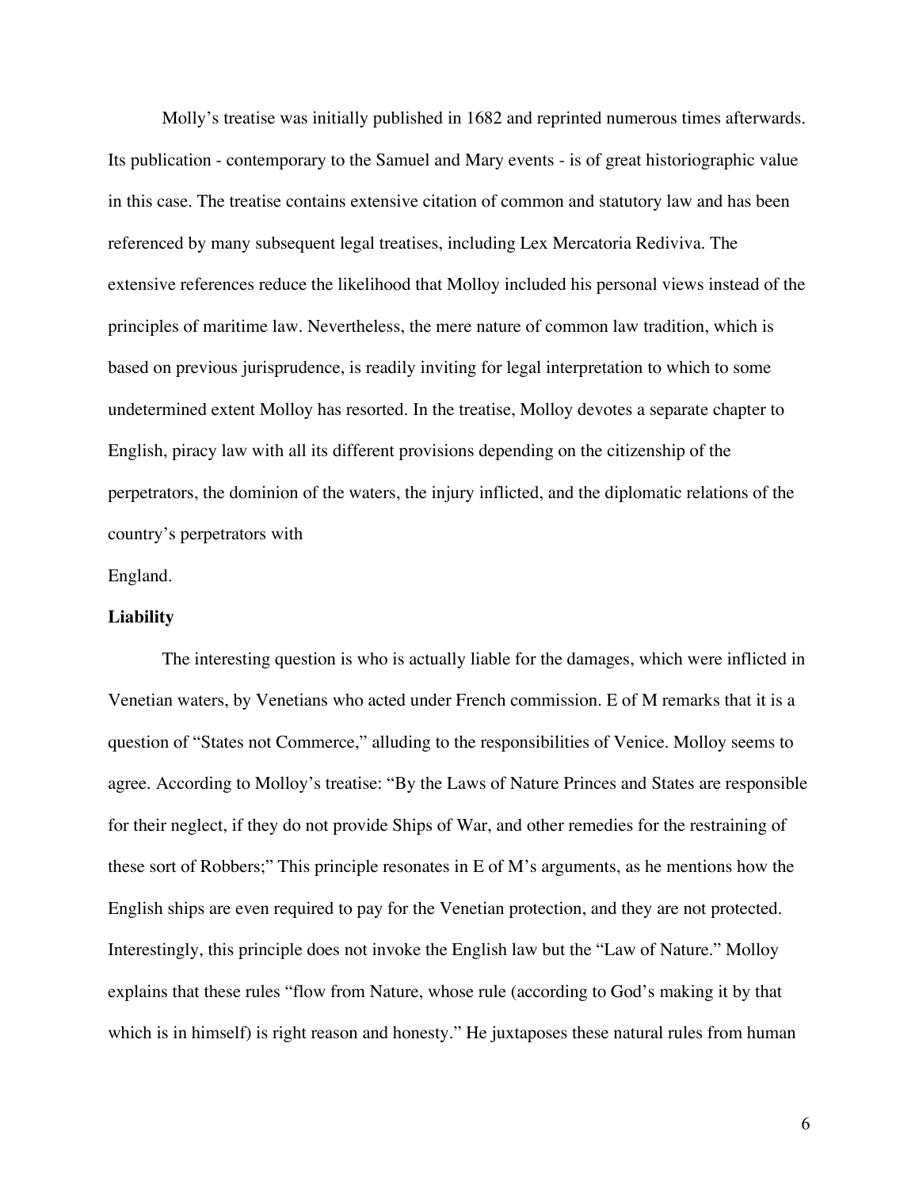Molly's treatise was initially published in 1682 and reprinted numerous times afterwards. Its publication - contemporary to the Samuel and Mary events - is of great historiographic value in this case. The treatise contains extensive citation of common and statutory law and has been referenced by many subsequent legal treatises, including Lex Mercatoria Rediviva. The extensive references reduce the likelihood that Molloy included his personal views instead of the principles of maritime law. Nevertheless, the mere nature of common law tradition, which is based on previous jurisprudence, is readily inviting for legal interpretation to which to some undetermined extent Molloy has resorted. In the treatise, Molloy devotes a separate chapter to English, piracy law with all its different provisions depending on the citizenship of the perpetrators, the dominion of the waters, the injury inflicted, and the diplomatic relations of the country's perpetrators with England.

**Liability**

The interesting question is who is actually liable for the damages, which were inflicted in Venetian waters, by Venetians who acted under French commission. E of M remarks that it is a question of "States not Commerce," alluding to the responsibilities of Venice. Molloy seems to agree. According to Molloy's treatise: "By the Laws of Nature Princes and States are responsible for their neglect, if they do not provide Ships of War, and other remedies for the restraining of these sort of Robbers;" This principle resonates in E of M's arguments, as he mentions how the English ships are even required to pay for the Venetian protection, and they are not protected. Interestingly, this principle does not invoke the English law but the "Law of Nature." Molloy explains that these rules "flow from Nature, whose rule (according to God's making it by that which is in himself) is right reason and honesty." He juxtaposes these natural rules from human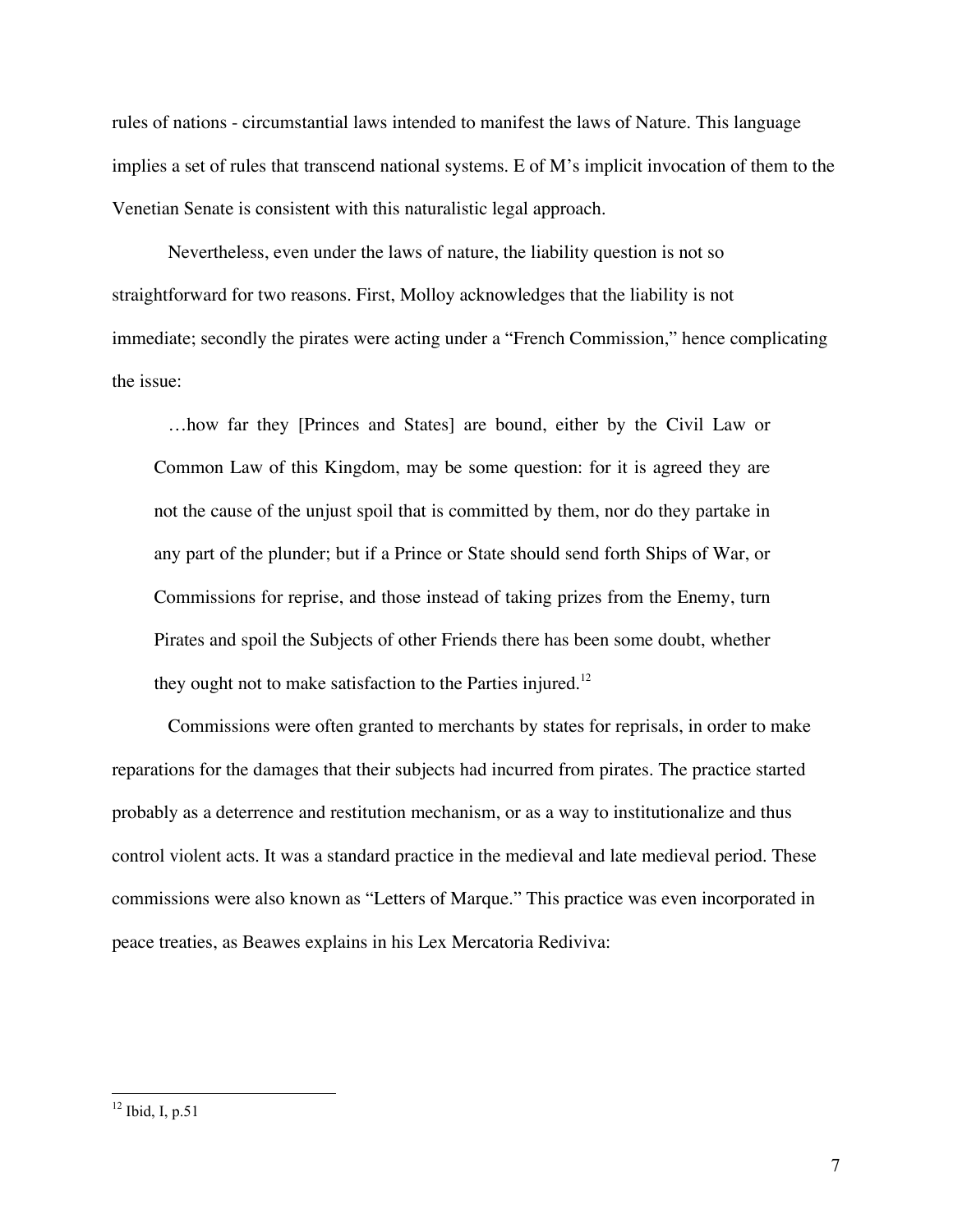rules of nations - circumstantial laws intended to manifest the laws of Nature. This language implies a set of rules that transcend national systems. E of M's implicit invocation of them to the Venetian Senate is consistent with this naturalistic legal approach.

Nevertheless, even under the laws of nature, the liability question is not so straightforward for two reasons. First, Molloy acknowledges that the liability is not immediate; secondly the pirates were acting under a "French Commission," hence complicating the issue:

> …how far they [Princes and States] are bound, either by the Civil Law or Common Law of this Kingdom, may be some question: for it is agreed they are not the cause of the unjust spoil that is committed by them, nor do they partake in any part of the plunder; but if a Prince or State should send forth Ships of War, or Commissions for reprise, and those instead of taking prizes from the Enemy, turn Pirates and spoil the Subjects of other Friends there has been some doubt, whether they ought not to make satisfaction to the Parties injured.[12]

Commissions were often granted to merchants by states for reprisals, in order to make reparations for the damages that their subjects had incurred from pirates. The practice started probably as a deterrence and restitution mechanism, or as a way to institutionalize and thus control violent acts. It was a standard practice in the medieval and late medieval period. These commissions were also known as "Letters of Marque." This practice was even incorporated in peace treaties, as Beawes explains in his Lex Mercatoria Rediviva:

---

[12] Ibid, I, p.51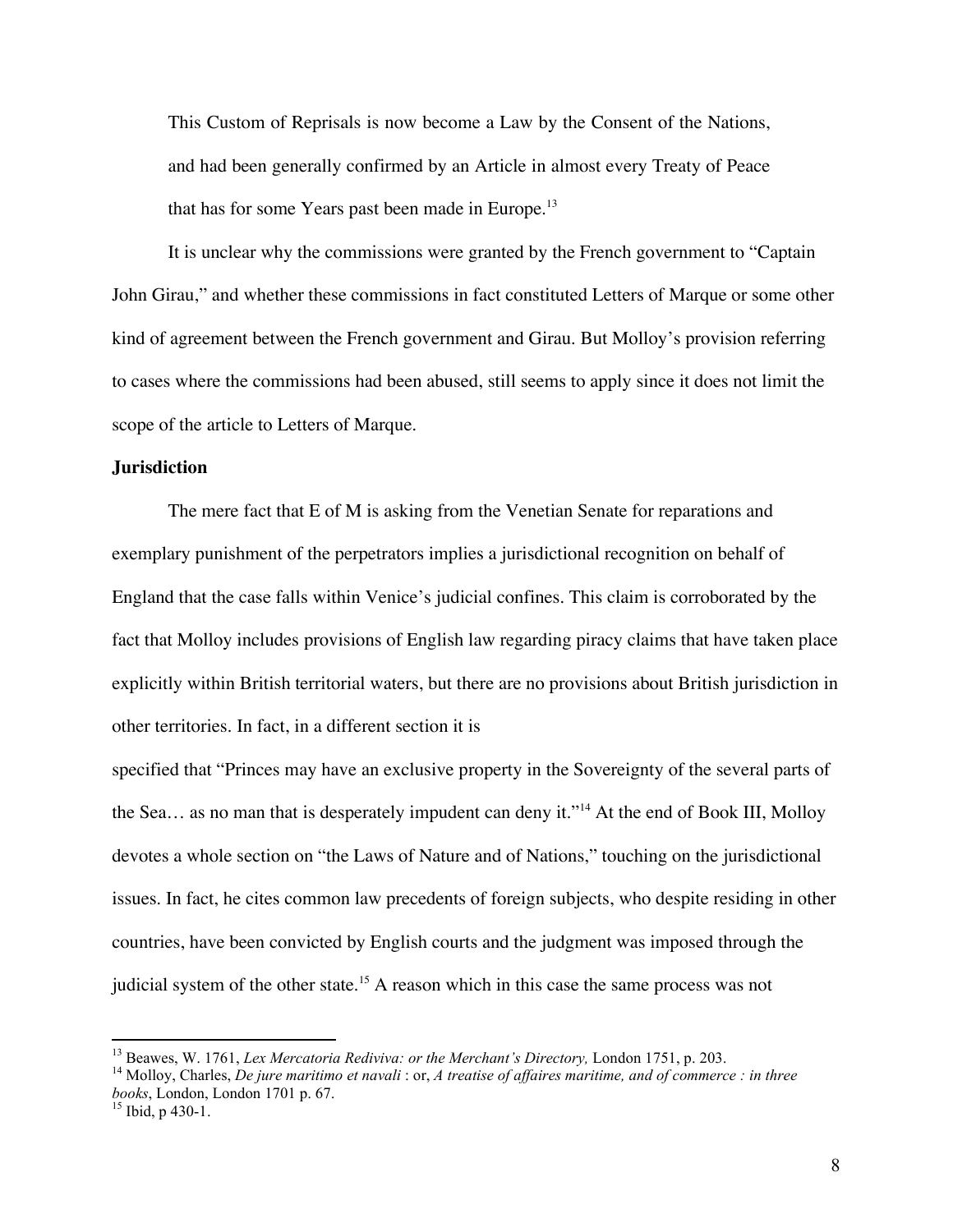> This Custom of Reprisals is now become a Law by the Consent of the Nations, and had been generally confirmed by an Article in almost every Treaty of Peace that has for some Years past been made in Europe.[13]

It is unclear why the commissions were granted by the French government to "Captain John Girau," and whether these commissions in fact constituted Letters of Marque or some other kind of agreement between the French government and Girau. But Molloy's provision referring to cases where the commissions had been abused, still seems to apply since it does not limit the scope of the article to Letters of Marque.

**Jurisdiction**

The mere fact that E of M is asking from the Venetian Senate for reparations and exemplary punishment of the perpetrators implies a jurisdictional recognition on behalf of England that the case falls within Venice's judicial confines. This claim is corroborated by the fact that Molloy includes provisions of English law regarding piracy claims that have taken place explicitly within British territorial waters, but there are no provisions about British jurisdiction in other territories. In fact, in a different section it is specified that "Princes may have an exclusive property in the Sovereignty of the several parts of the Sea… as no man that is desperately impudent can deny it."[14] At the end of Book III, Molloy devotes a whole section on "the Laws of Nature and of Nations," touching on the jurisdictional issues. In fact, he cites common law precedents of foreign subjects, who despite residing in other countries, have been convicted by English courts and the judgment was imposed through the judicial system of the other state.[15] A reason which in this case the same process was not

---

[13] Beawes, W. 1761, *Lex Mercatoria Rediviva: or the Merchant's Directory,* London 1751, p. 203.

[14] Molloy, Charles, *De jure maritimo et navali* : or, *A treatise of affaires maritime, and of commerce : in three books*, London, London 1701 p. 67.

[15] Ibid, p 430-1.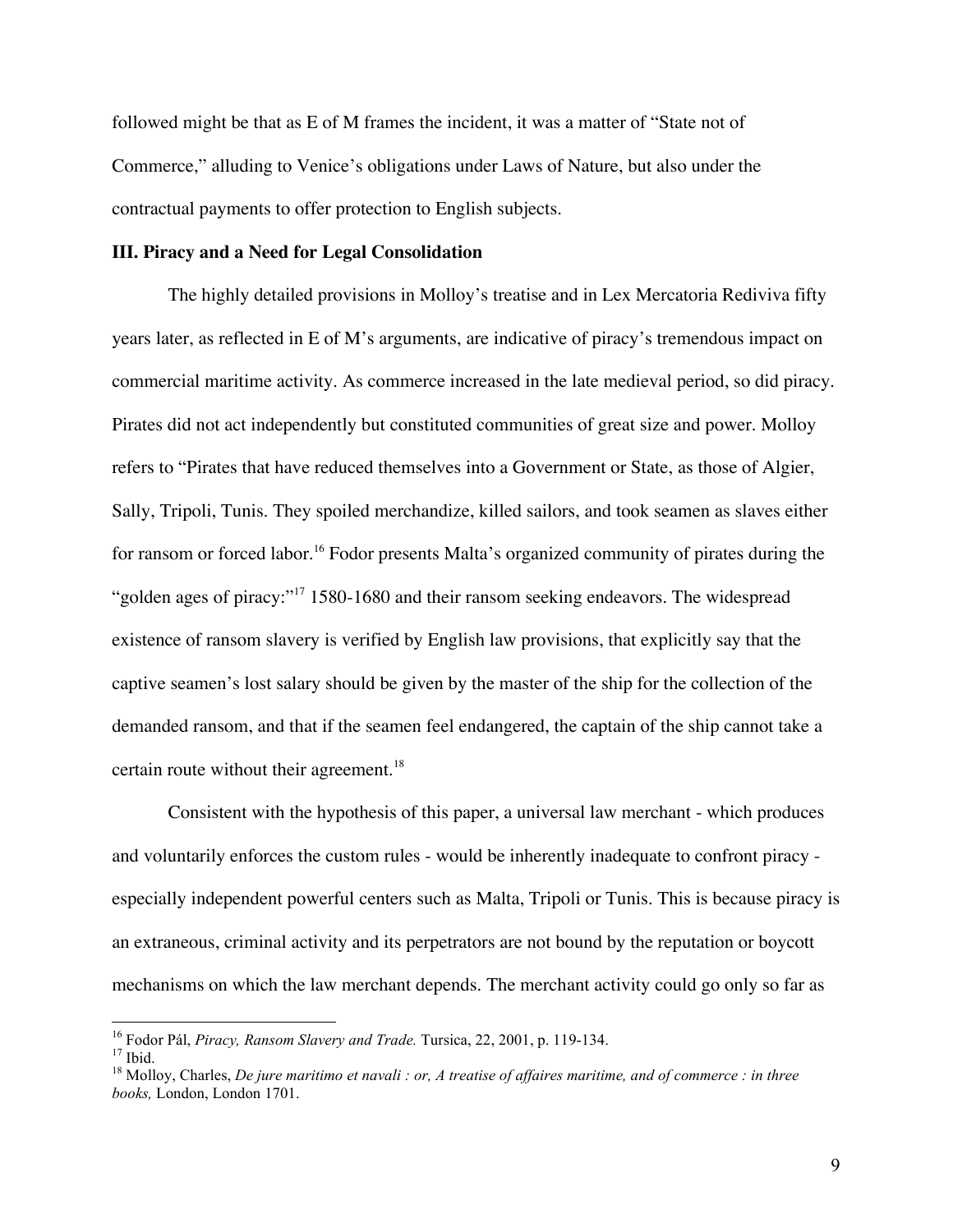followed might be that as E of M frames the incident, it was a matter of "State not of Commerce," alluding to Venice's obligations under Laws of Nature, but also under the contractual payments to offer protection to English subjects.

**III. Piracy and a Need for Legal Consolidation**

The highly detailed provisions in Molloy's treatise and in Lex Mercatoria Rediviva fifty years later, as reflected in E of M's arguments, are indicative of piracy's tremendous impact on commercial maritime activity. As commerce increased in the late medieval period, so did piracy. Pirates did not act independently but constituted communities of great size and power. Molloy refers to "Pirates that have reduced themselves into a Government or State, as those of Algier, Sally, Tripoli, Tunis. They spoiled merchandize, killed sailors, and took seamen as slaves either for ransom or forced labor.[16] Fodor presents Malta's organized community of pirates during the "golden ages of piracy:"[17] 1580-1680 and their ransom seeking endeavors. The widespread existence of ransom slavery is verified by English law provisions, that explicitly say that the captive seamen's lost salary should be given by the master of the ship for the collection of the demanded ransom, and that if the seamen feel endangered, the captain of the ship cannot take a certain route without their agreement.[18]

Consistent with the hypothesis of this paper, a universal law merchant - which produces and voluntarily enforces the custom rules - would be inherently inadequate to confront piracy - especially independent powerful centers such as Malta, Tripoli or Tunis. This is because piracy is an extraneous, criminal activity and its perpetrators are not bound by the reputation or boycott mechanisms on which the law merchant depends. The merchant activity could go only so far as

---

[16] Fodor Pál, *Piracy, Ransom Slavery and Trade.* Tursica, 22, 2001, p. 119-134.

[17] Ibid.

[18] Molloy, Charles, *De jure maritimo et navali : or, A treatise of affaires maritime, and of commerce : in three books,* London, London 1701.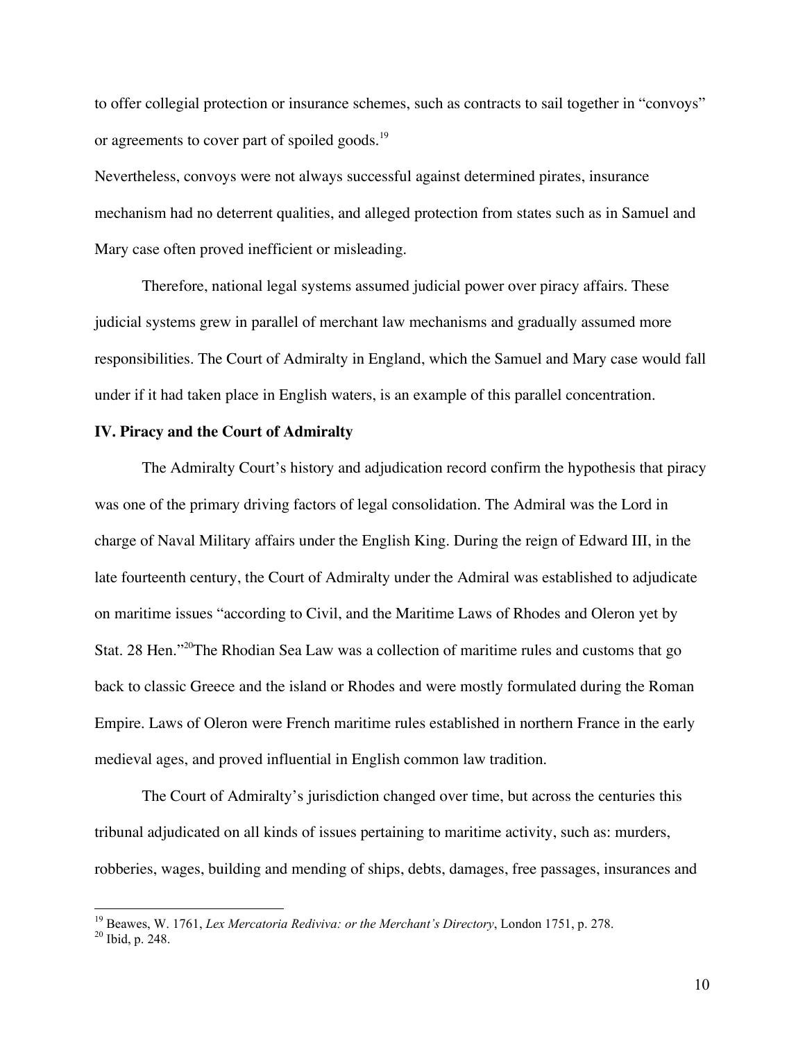to offer collegial protection or insurance schemes, such as contracts to sail together in "convoys" or agreements to cover part of spoiled goods.[19]

Nevertheless, convoys were not always successful against determined pirates, insurance mechanism had no deterrent qualities, and alleged protection from states such as in Samuel and Mary case often proved inefficient or misleading.

Therefore, national legal systems assumed judicial power over piracy affairs. These judicial systems grew in parallel of merchant law mechanisms and gradually assumed more responsibilities. The Court of Admiralty in England, which the Samuel and Mary case would fall under if it had taken place in English waters, is an example of this parallel concentration.

**IV. Piracy and the Court of Admiralty**

The Admiralty Court's history and adjudication record confirm the hypothesis that piracy was one of the primary driving factors of legal consolidation. The Admiral was the Lord in charge of Naval Military affairs under the English King. During the reign of Edward III, in the late fourteenth century, the Court of Admiralty under the Admiral was established to adjudicate on maritime issues "according to Civil, and the Maritime Laws of Rhodes and Oleron yet by Stat. 28 Hen."[20]The Rhodian Sea Law was a collection of maritime rules and customs that go back to classic Greece and the island or Rhodes and were mostly formulated during the Roman Empire. Laws of Oleron were French maritime rules established in northern France in the early medieval ages, and proved influential in English common law tradition.

The Court of Admiralty's jurisdiction changed over time, but across the centuries this tribunal adjudicated on all kinds of issues pertaining to maritime activity, such as: murders, robberies, wages, building and mending of ships, debts, damages, free passages, insurances and

---

[19] Beawes, W. 1761, *Lex Mercatoria Rediviva: or the Merchant's Directory*, London 1751, p. 278.

[20] Ibid, p. 248.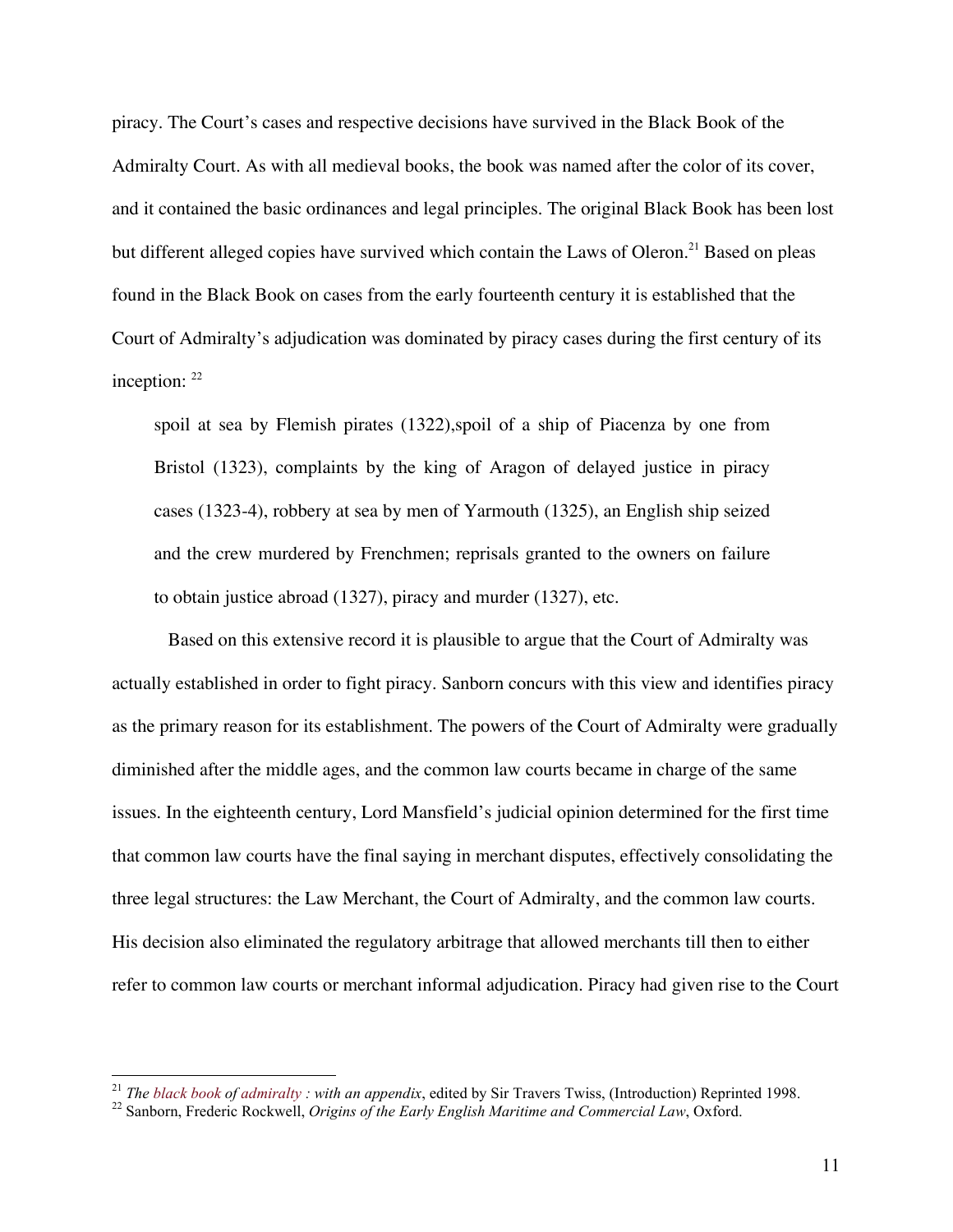piracy. The Court's cases and respective decisions have survived in the Black Book of the Admiralty Court. As with all medieval books, the book was named after the color of its cover, and it contained the basic ordinances and legal principles. The original Black Book has been lost but different alleged copies have survived which contain the Laws of Oleron.[21] Based on pleas found in the Black Book on cases from the early fourteenth century it is established that the Court of Admiralty's adjudication was dominated by piracy cases during the first century of its inception: [22]

> spoil at sea by Flemish pirates (1322),spoil of a ship of Piacenza by one from Bristol (1323), complaints by the king of Aragon of delayed justice in piracy cases (1323-4), robbery at sea by men of Yarmouth (1325), an English ship seized and the crew murdered by Frenchmen; reprisals granted to the owners on failure to obtain justice abroad (1327), piracy and murder (1327), etc.

Based on this extensive record it is plausible to argue that the Court of Admiralty was actually established in order to fight piracy. Sanborn concurs with this view and identifies piracy as the primary reason for its establishment. The powers of the Court of Admiralty were gradually diminished after the middle ages, and the common law courts became in charge of the same issues. In the eighteenth century, Lord Mansfield's judicial opinion determined for the first time that common law courts have the final saying in merchant disputes, effectively consolidating the three legal structures: the Law Merchant, the Court of Admiralty, and the common law courts. His decision also eliminated the regulatory arbitrage that allowed merchants till then to either refer to common law courts or merchant informal adjudication. Piracy had given rise to the Court

---

[21] *The black book of admiralty : with an appendix*, edited by Sir Travers Twiss, (Introduction) Reprinted 1998.

[22] Sanborn, Frederic Rockwell, *Origins of the Early English Maritime and Commercial Law*, Oxford.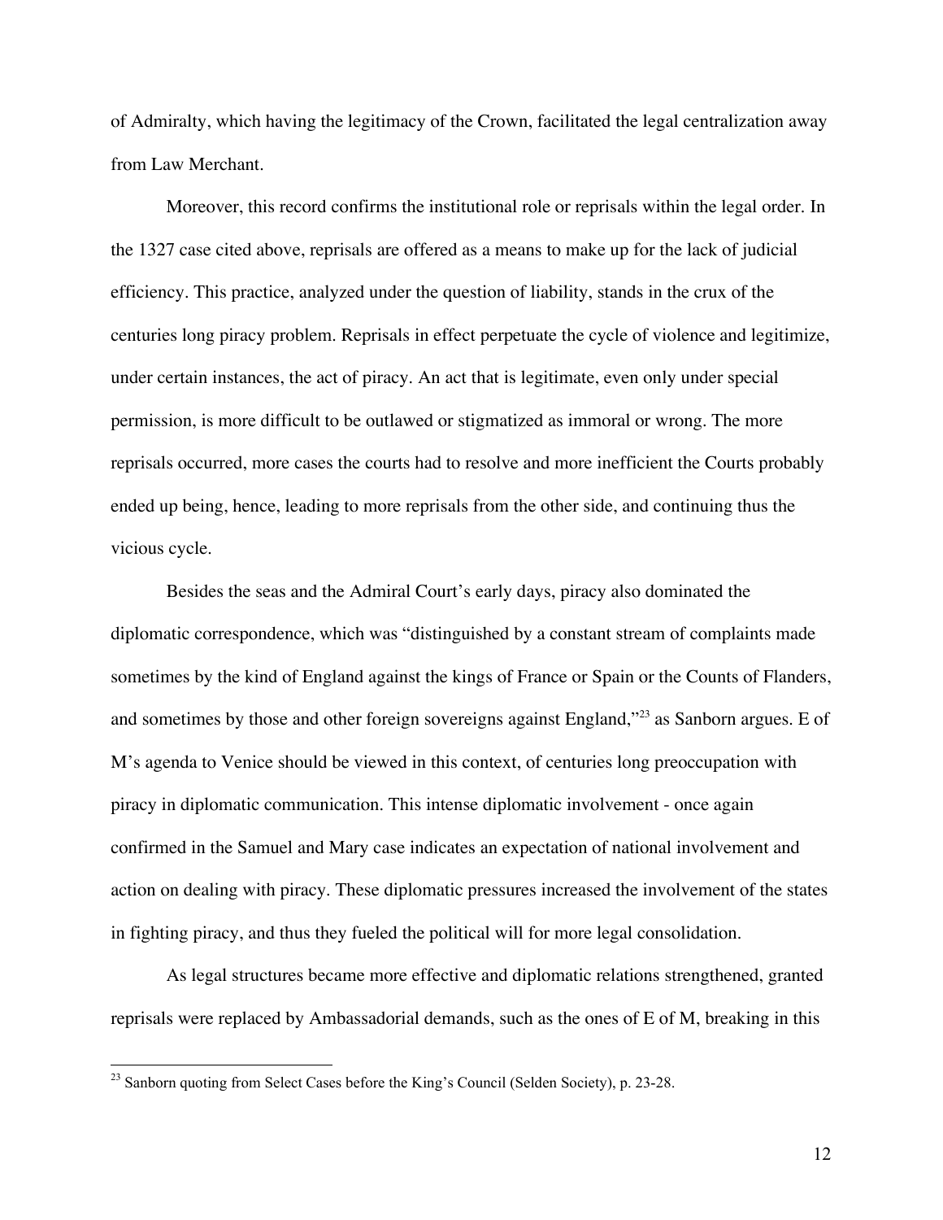of Admiralty, which having the legitimacy of the Crown, facilitated the legal centralization away from Law Merchant.

Moreover, this record confirms the institutional role or reprisals within the legal order. In the 1327 case cited above, reprisals are offered as a means to make up for the lack of judicial efficiency. This practice, analyzed under the question of liability, stands in the crux of the centuries long piracy problem. Reprisals in effect perpetuate the cycle of violence and legitimize, under certain instances, the act of piracy. An act that is legitimate, even only under special permission, is more difficult to be outlawed or stigmatized as immoral or wrong. The more reprisals occurred, more cases the courts had to resolve and more inefficient the Courts probably ended up being, hence, leading to more reprisals from the other side, and continuing thus the vicious cycle.

Besides the seas and the Admiral Court's early days, piracy also dominated the diplomatic correspondence, which was "distinguished by a constant stream of complaints made sometimes by the kind of England against the kings of France or Spain or the Counts of Flanders, and sometimes by those and other foreign sovereigns against England,"[23] as Sanborn argues. E of M's agenda to Venice should be viewed in this context, of centuries long preoccupation with piracy in diplomatic communication. This intense diplomatic involvement - once again confirmed in the Samuel and Mary case indicates an expectation of national involvement and action on dealing with piracy. These diplomatic pressures increased the involvement of the states in fighting piracy, and thus they fueled the political will for more legal consolidation.

As legal structures became more effective and diplomatic relations strengthened, granted reprisals were replaced by Ambassadorial demands, such as the ones of E of M, breaking in this

---

[23] Sanborn quoting from Select Cases before the King's Council (Selden Society), p. 23-28.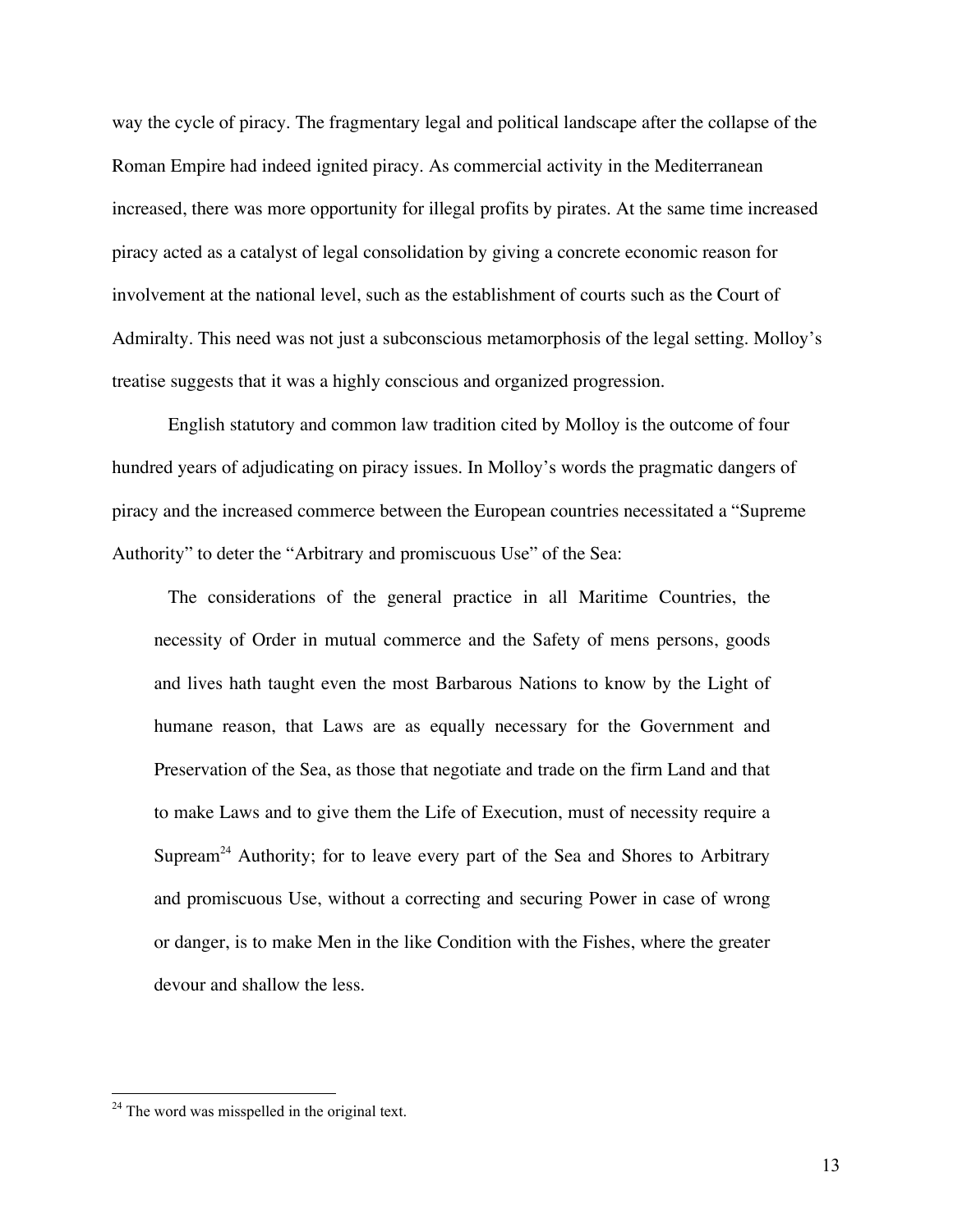way the cycle of piracy. The fragmentary legal and political landscape after the collapse of the Roman Empire had indeed ignited piracy. As commercial activity in the Mediterranean increased, there was more opportunity for illegal profits by pirates. At the same time increased piracy acted as a catalyst of legal consolidation by giving a concrete economic reason for involvement at the national level, such as the establishment of courts such as the Court of Admiralty. This need was not just a subconscious metamorphosis of the legal setting. Molloy's treatise suggests that it was a highly conscious and organized progression.

English statutory and common law tradition cited by Molloy is the outcome of four hundred years of adjudicating on piracy issues. In Molloy's words the pragmatic dangers of piracy and the increased commerce between the European countries necessitated a "Supreme Authority" to deter the "Arbitrary and promiscuous Use" of the Sea:

> The considerations of the general practice in all Maritime Countries, the necessity of Order in mutual commerce and the Safety of mens persons, goods and lives hath taught even the most Barbarous Nations to know by the Light of humane reason, that Laws are as equally necessary for the Government and Preservation of the Sea, as those that negotiate and trade on the firm Land and that to make Laws and to give them the Life of Execution, must of necessity require a Supream[24] Authority; for to leave every part of the Sea and Shores to Arbitrary and promiscuous Use, without a correcting and securing Power in case of wrong or danger, is to make Men in the like Condition with the Fishes, where the greater devour and shallow the less.

---

[24] The word was misspelled in the original text.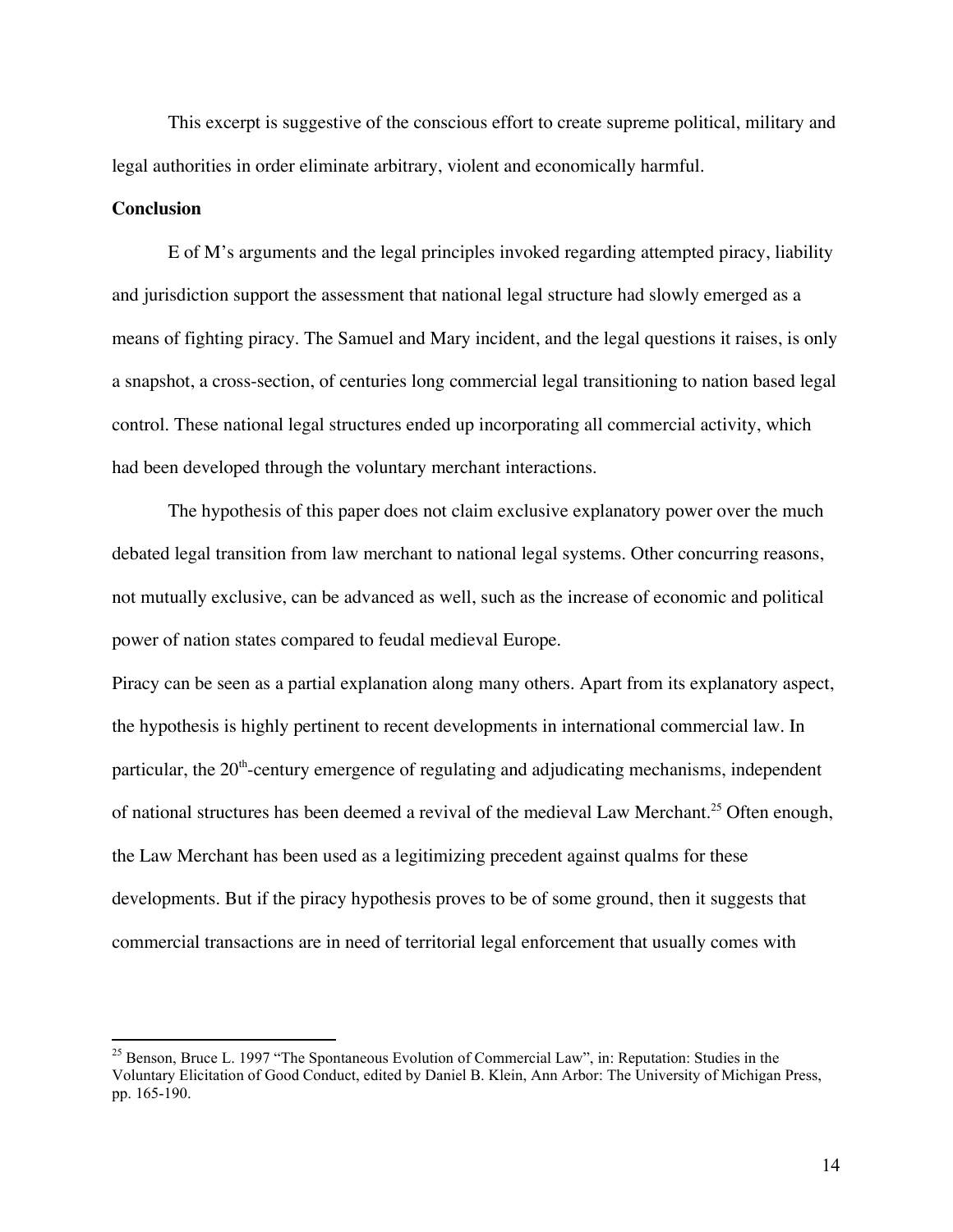This excerpt is suggestive of the conscious effort to create supreme political, military and legal authorities in order eliminate arbitrary, violent and economically harmful.

**Conclusion**

E of M's arguments and the legal principles invoked regarding attempted piracy, liability and jurisdiction support the assessment that national legal structure had slowly emerged as a means of fighting piracy. The Samuel and Mary incident, and the legal questions it raises, is only a snapshot, a cross-section, of centuries long commercial legal transitioning to nation based legal control. These national legal structures ended up incorporating all commercial activity, which had been developed through the voluntary merchant interactions.

The hypothesis of this paper does not claim exclusive explanatory power over the much debated legal transition from law merchant to national legal systems. Other concurring reasons, not mutually exclusive, can be advanced as well, such as the increase of economic and political power of nation states compared to feudal medieval Europe.

Piracy can be seen as a partial explanation along many others. Apart from its explanatory aspect, the hypothesis is highly pertinent to recent developments in international commercial law. In particular, the 20th-century emergence of regulating and adjudicating mechanisms, independent of national structures has been deemed a revival of the medieval Law Merchant.[25] Often enough, the Law Merchant has been used as a legitimizing precedent against qualms for these developments. But if the piracy hypothesis proves to be of some ground, then it suggests that commercial transactions are in need of territorial legal enforcement that usually comes with

[25] Benson, Bruce L. 1997 "The Spontaneous Evolution of Commercial Law", in: Reputation: Studies in the Voluntary Elicitation of Good Conduct, edited by Daniel B. Klein, Ann Arbor: The University of Michigan Press, pp. 165-190.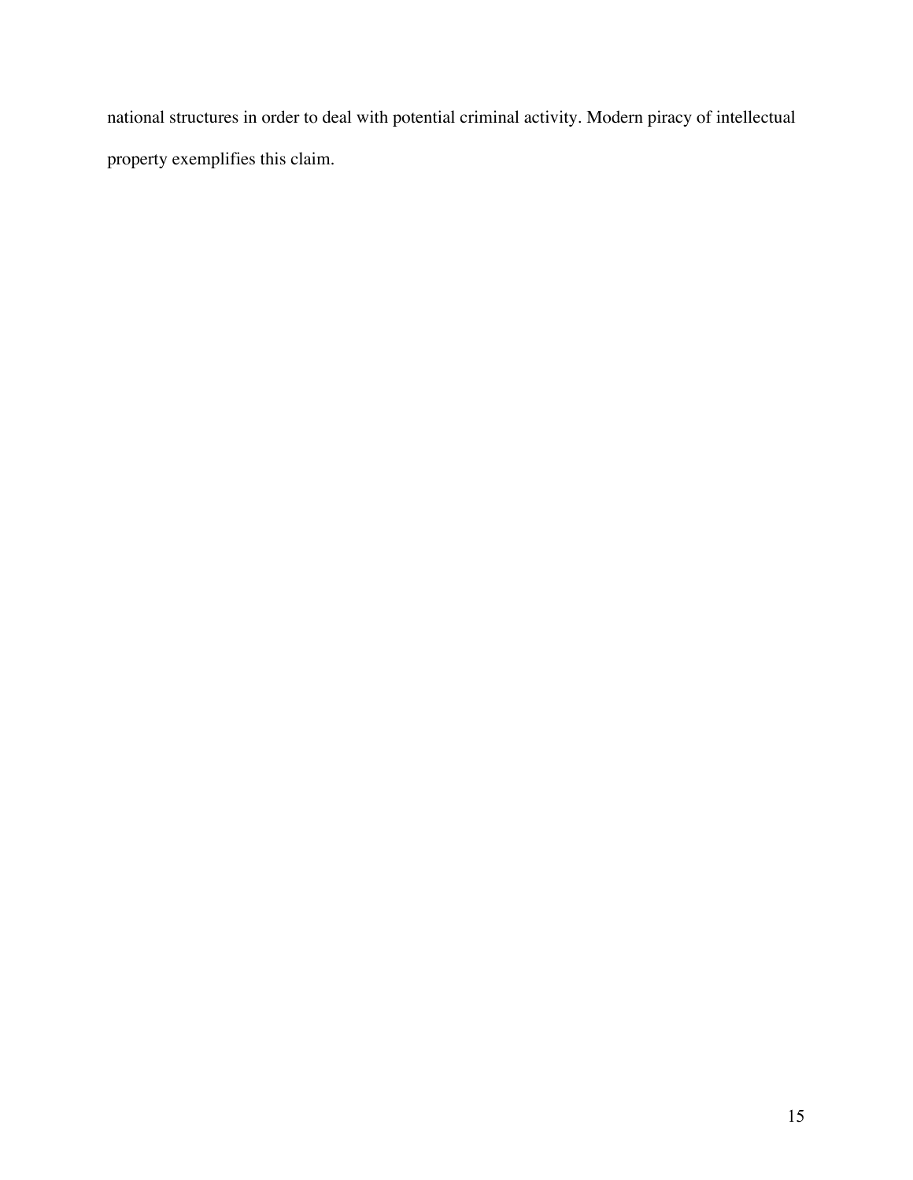national structures in order to deal with potential criminal activity. Modern piracy of intellectual property exemplifies this claim.